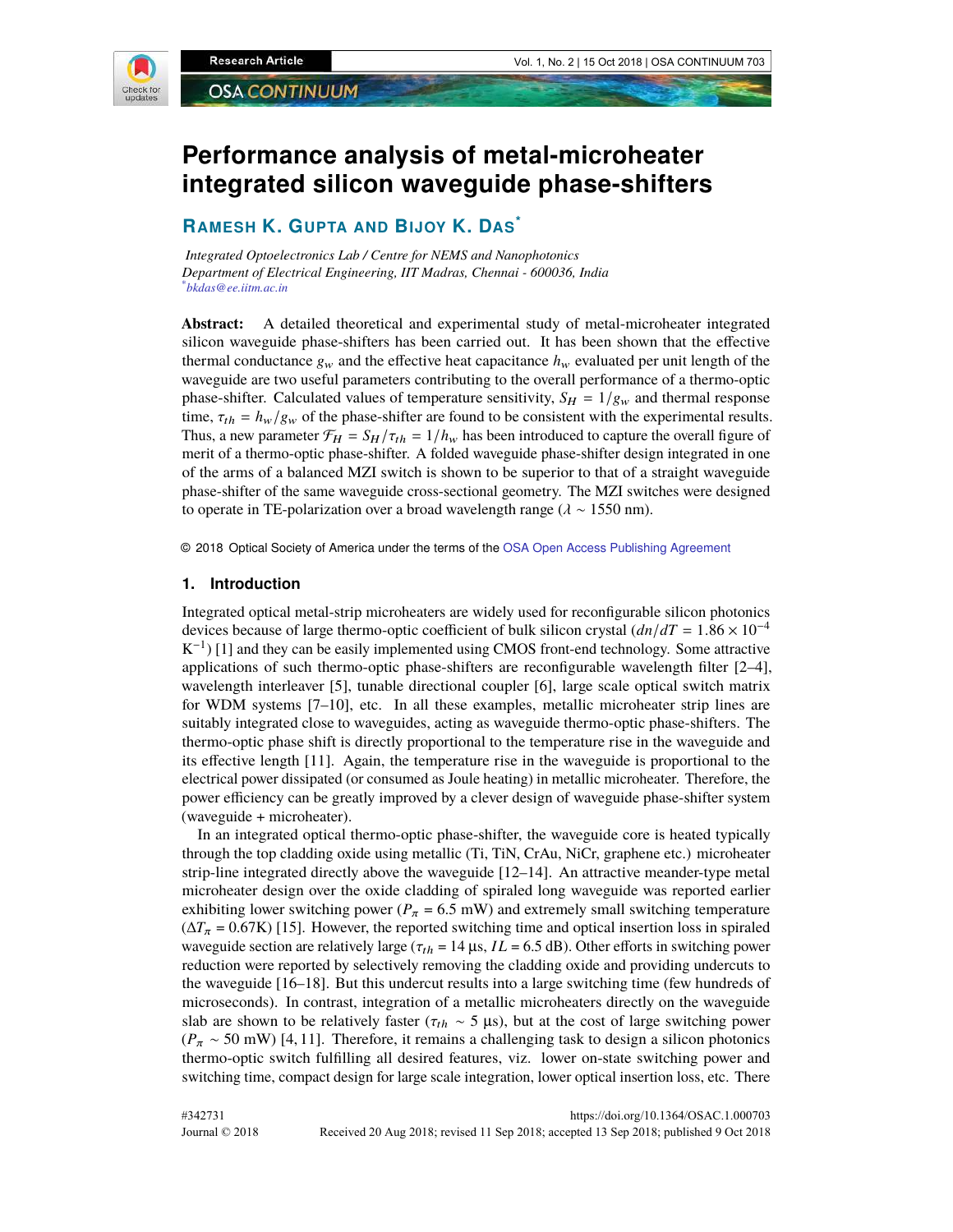# Performance analysis of metal-microheater integrated silicon waveguide phase-shifters

**RAMESH K. GUPTA AND BIJOY K. DAS[*]**

*Integrated Optoelectronics Lab / Centre for NEMS and Nanophotonics*
*Department of Electrical Engineering, IIT Madras, Chennai - 600036, India*
*[*]bkdas@ee.iitm.ac.in*

**Abstract:** A detailed theoretical and experimental study of metal-microheater integrated silicon waveguide phase-shifters has been carried out. It has been shown that the effective thermal conductance $g_w$ and the effective heat capacitance $h_w$ evaluated per unit length of the waveguide are two useful parameters contributing to the overall performance of a thermo-optic phase-shifter. Calculated values of temperature sensitivity, $S_H = 1/g_w$ and thermal response time, $\tau_{th} = h_w/g_w$ of the phase-shifter are found to be consistent with the experimental results. Thus, a new parameter $\mathcal{F}_H = S_H/\tau_{th} = 1/h_w$ has been introduced to capture the overall figure of merit of a thermo-optic phase-shifter. A folded waveguide phase-shifter design integrated in one of the arms of a balanced MZI switch is shown to be superior to that of a straight waveguide phase-shifter of the same waveguide cross-sectional geometry. The MZI switches were designed to operate in TE-polarization over a broad wavelength range ($\lambda \sim 1550$ nm).

© 2018 Optical Society of America under the terms of the OSA Open Access Publishing Agreement

## 1. Introduction

Integrated optical metal-strip microheaters are widely used for reconfigurable silicon photonics devices because of large thermo-optic coefficient of bulk silicon crystal ($dn/dT = 1.86 \times 10^{-4}$ $K^{-1}$) [1] and they can be easily implemented using CMOS front-end technology. Some attractive applications of such thermo-optic phase-shifters are reconfigurable wavelength filter [2–4], wavelength interleaver [5], tunable directional coupler [6], large scale optical switch matrix for WDM systems [7–10], etc. In all these examples, metallic microheater strip lines are suitably integrated close to waveguides, acting as waveguide thermo-optic phase-shifters. The thermo-optic phase shift is directly proportional to the temperature rise in the waveguide and its effective length [11]. Again, the temperature rise in the waveguide is proportional to the electrical power dissipated (or consumed as Joule heating) in metallic microheater. Therefore, the power efficiency can be greatly improved by a clever design of waveguide phase-shifter system (waveguide + microheater).

In an integrated optical thermo-optic phase-shifter, the waveguide core is heated typically through the top cladding oxide using metallic (Ti, TiN, CrAu, NiCr, graphene etc.) microheater strip-line integrated directly above the waveguide [12–14]. An attractive meander-type metal microheater design over the oxide cladding of spiraled long waveguide was reported earlier exhibiting lower switching power ($P_\pi = 6.5$ mW) and extremely small switching temperature ($\Delta T_\pi = 0.67$K) [15]. However, the reported switching time and optical insertion loss in spiraled waveguide section are relatively large ($\tau_{th} = 14$ µs, $IL = 6.5$ dB). Other efforts in switching power reduction were reported by selectively removing the cladding oxide and providing undercuts to the waveguide [16–18]. But this undercut results into a large switching time (few hundreds of microseconds). In contrast, integration of a metallic microheaters directly on the waveguide slab are shown to be relatively faster ($\tau_{th} \sim 5$ µs), but at the cost of large switching power ($P_\pi \sim 50$ mW) [4, 11]. Therefore, it remains a challenging task to design a silicon photonics thermo-optic switch fulfilling all desired features, viz. lower on-state switching power and switching time, compact design for large scale integration, lower optical insertion loss, etc. There

#342731
Journal © 2018

https://doi.org/10.1364/OSAC.1.000703
Received 20 Aug 2018; revised 11 Sep 2018; accepted 13 Sep 2018; published 9 Oct 2018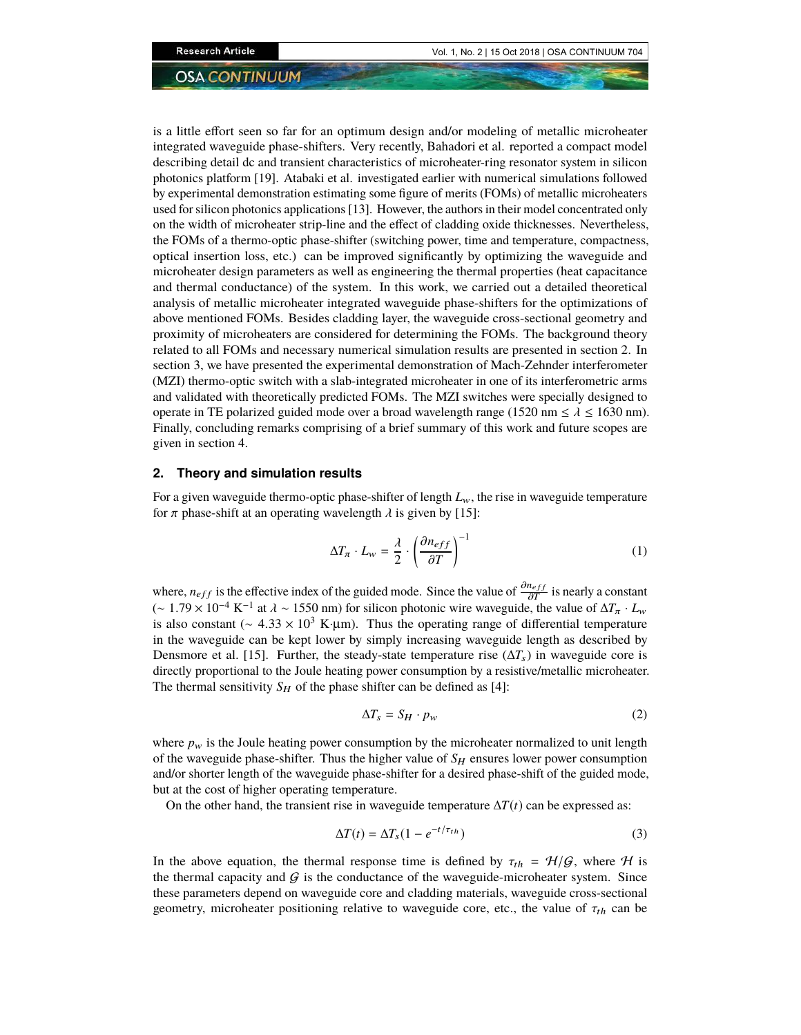is a little effort seen so far for an optimum design and/or modeling of metallic microheater integrated waveguide phase-shifters. Very recently, Bahadori et al. reported a compact model describing detail dc and transient characteristics of microheater-ring resonator system in silicon photonics platform [19]. Atabaki et al. investigated earlier with numerical simulations followed by experimental demonstration estimating some figure of merits (FOMs) of metallic microheaters used for silicon photonics applications [13]. However, the authors in their model concentrated only on the width of microheater strip-line and the effect of cladding oxide thicknesses. Nevertheless, the FOMs of a thermo-optic phase-shifter (switching power, time and temperature, compactness, optical insertion loss, etc.) can be improved significantly by optimizing the waveguide and microheater design parameters as well as engineering the thermal properties (heat capacitance and thermal conductance) of the system. In this work, we carried out a detailed theoretical analysis of metallic microheater integrated waveguide phase-shifters for the optimizations of above mentioned FOMs. Besides cladding layer, the waveguide cross-sectional geometry and proximity of microheaters are considered for determining the FOMs. The background theory related to all FOMs and necessary numerical simulation results are presented in section 2. In section 3, we have presented the experimental demonstration of Mach-Zehnder interferometer (MZI) thermo-optic switch with a slab-integrated microheater in one of its interferometric arms and validated with theoretically predicted FOMs. The MZI switches were specially designed to operate in TE polarized guided mode over a broad wavelength range (1520 nm $\leq \lambda \leq$ 1630 nm). Finally, concluding remarks comprising of a brief summary of this work and future scopes are given in section 4.

## 2. Theory and simulation results

For a given waveguide thermo-optic phase-shifter of length $L_w$, the rise in waveguide temperature for $\pi$ phase-shift at an operating wavelength $\lambda$ is given by [15]:

$$\Delta T_\pi \cdot L_w = \frac{\lambda}{2} \cdot \left(\frac{\partial n_{eff}}{\partial T}\right)^{-1} \tag{1}$$

where, $n_{eff}$ is the effective index of the guided mode. Since the value of $\frac{\partial n_{eff}}{\partial T}$ is nearly a constant ($\sim 1.79 \times 10^{-4}$ K$^{-1}$ at $\lambda \sim 1550$ nm) for silicon photonic wire waveguide, the value of $\Delta T_\pi \cdot L_w$ is also constant ($\sim 4.33 \times 10^3$ K·µm). Thus the operating range of differential temperature in the waveguide can be kept lower by simply increasing waveguide length as described by Densmore et al. [15]. Further, the steady-state temperature rise ($\Delta T_s$) in waveguide core is directly proportional to the Joule heating power consumption by a resistive/metallic microheater. The thermal sensitivity $S_H$ of the phase shifter can be defined as [4]:

$$\Delta T_s = S_H \cdot p_w \tag{2}$$

where $p_w$ is the Joule heating power consumption by the microheater normalized to unit length of the waveguide phase-shifter. Thus the higher value of $S_H$ ensures lower power consumption and/or shorter length of the waveguide phase-shifter for a desired phase-shift of the guided mode, but at the cost of higher operating temperature.

On the other hand, the transient rise in waveguide temperature $\Delta T(t)$ can be expressed as:

$$\Delta T(t) = \Delta T_s(1 - e^{-t/\tau_{th}}) \tag{3}$$

In the above equation, the thermal response time is defined by $\tau_{th} = \mathcal{H}/\mathcal{G}$, where $\mathcal{H}$ is the thermal capacity and $\mathcal{G}$ is the conductance of the waveguide-microheater system. Since these parameters depend on waveguide core and cladding materials, waveguide cross-sectional geometry, microheater positioning relative to waveguide core, etc., the value of $\tau_{th}$ can be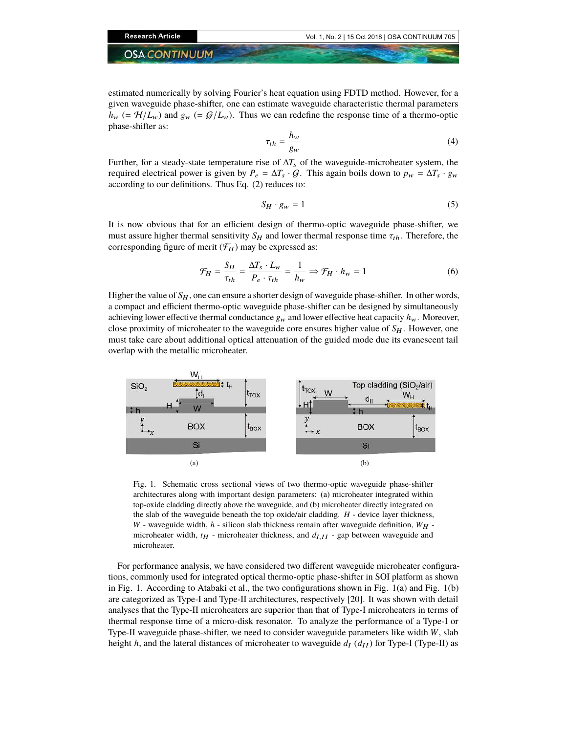estimated numerically by solving Fourier's heat equation using FDTD method. However, for a given waveguide phase-shifter, one can estimate waveguide characteristic thermal parameters $h_w$ ($= \mathcal{H}/L_w$) and $g_w$ ($= \mathcal{G}/L_w$). Thus we can redefine the response time of a thermo-optic phase-shifter as:

$$\tau_{th} = \frac{h_w}{g_w} \tag{4}$$

Further, for a steady-state temperature rise of $\Delta T_s$ of the waveguide-microheater system, the required electrical power is given by $P_e = \Delta T_s \cdot \mathcal{G}$. This again boils down to $p_w = \Delta T_s \cdot g_w$ according to our definitions. Thus Eq. (2) reduces to:

$$S_H \cdot g_w = 1 \tag{5}$$

It is now obvious that for an efficient design of thermo-optic waveguide phase-shifter, we must assure higher thermal sensitivity $S_H$ and lower thermal response time $\tau_{th}$. Therefore, the corresponding figure of merit ($\mathcal{F}_H$) may be expressed as:

$$\mathcal{F}_H = \frac{S_H}{\tau_{th}} = \frac{\Delta T_s \cdot L_w}{P_e \cdot \tau_{th}} = \frac{1}{h_w} \Rightarrow \mathcal{F}_H \cdot h_w = 1 \tag{6}$$

Higher the value of $S_H$, one can ensure a shorter design of waveguide phase-shifter. In other words, a compact and efficient thermo-optic waveguide phase-shifter can be designed by simultaneously achieving lower effective thermal conductance $g_w$ and lower effective heat capacity $h_w$. Moreover, close proximity of microheater to the waveguide core ensures higher value of $S_H$. However, one must take care about additional optical attenuation of the guided mode due its evanescent tail overlap with the metallic microheater.

Fig. 1. Schematic cross sectional views of two thermo-optic waveguide phase-shifter architectures along with important design parameters: (a) microheater integrated within top-oxide cladding directly above the waveguide, and (b) microheater directly integrated on the slab of the waveguide beneath the top oxide/air cladding. $H$ - device layer thickness, $W$ - waveguide width, $h$ - silicon slab thickness remain after waveguide definition, $W_H$ - microheater width, $t_H$ - microheater thickness, and $d_{I,II}$ - gap between waveguide and microheater.

For performance analysis, we have considered two different waveguide microheater configurations, commonly used for integrated optical thermo-optic phase-shifter in SOI platform as shown in Fig. 1. According to Atabaki et al., the two configurations shown in Fig. 1(a) and Fig. 1(b) are categorized as Type-I and Type-II architectures, respectively [20]. It was shown with detail analyses that the Type-II microheaters are superior than that of Type-I microheaters in terms of thermal response time of a micro-disk resonator. To analyze the performance of a Type-I or Type-II waveguide phase-shifter, we need to consider waveguide parameters like width $W$, slab height $h$, and the lateral distances of microheater to waveguide $d_I$ ($d_{II}$) for Type-I (Type-II) as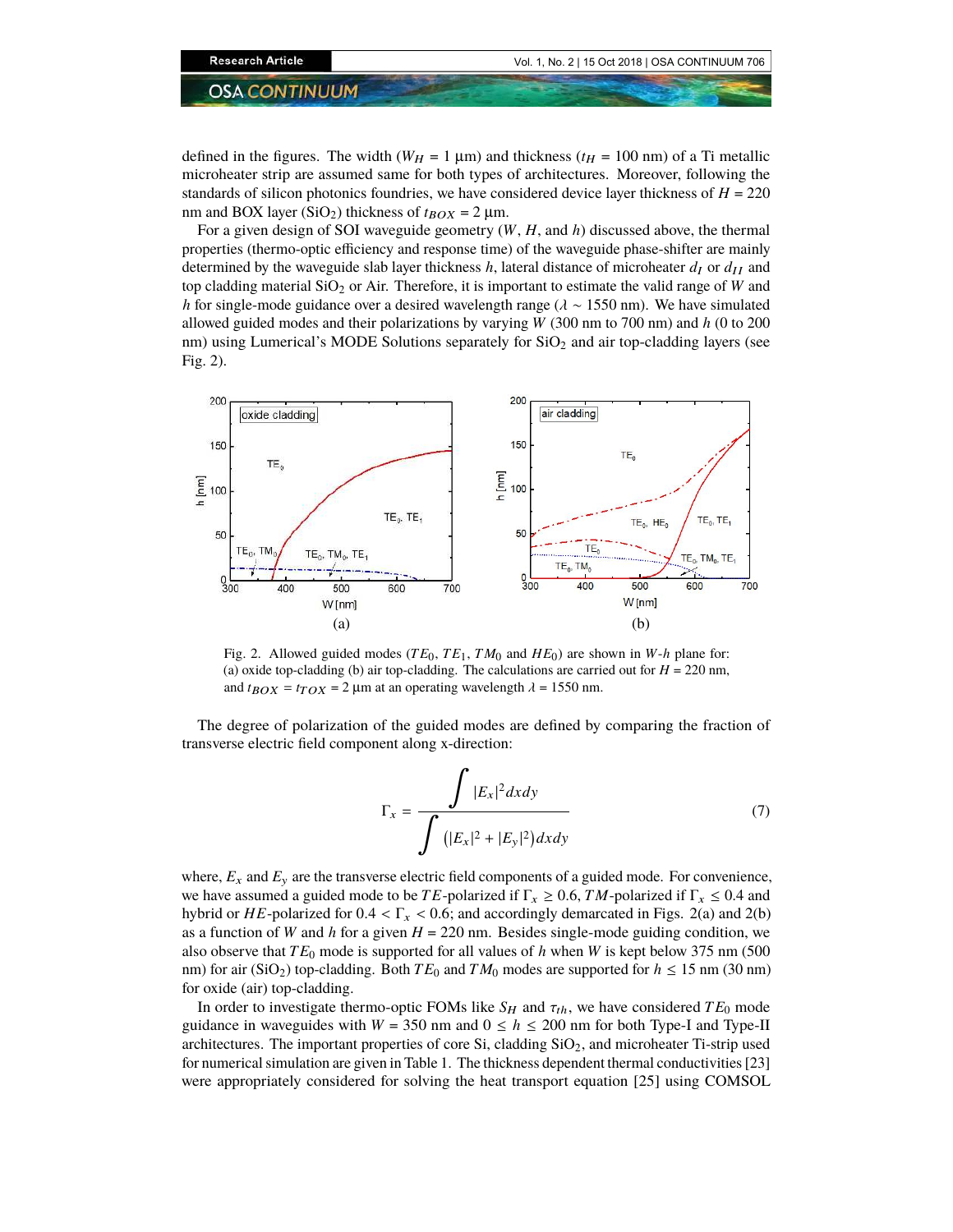defined in the figures. The width ($W_H$ = 1 μm) and thickness ($t_H$ = 100 nm) of a Ti metallic microheater strip are assumed same for both types of architectures. Moreover, following the standards of silicon photonics foundries, we have considered device layer thickness of $H$ = 220 nm and BOX layer ($SiO_2$) thickness of $t_{BOX}$ = 2 μm.

For a given design of SOI waveguide geometry ($W$, $H$, and $h$) discussed above, the thermal properties (thermo-optic efficiency and response time) of the waveguide phase-shifter are mainly determined by the waveguide slab layer thickness $h$, lateral distance of microheater $d_I$ or $d_{II}$ and top cladding material $SiO_2$ or Air. Therefore, it is important to estimate the valid range of $W$ and $h$ for single-mode guidance over a desired wavelength range ($\lambda \sim$ 1550 nm). We have simulated allowed guided modes and their polarizations by varying $W$ (300 nm to 700 nm) and $h$ (0 to 200 nm) using Lumerical's MODE Solutions separately for $SiO_2$ and air top-cladding layers (see Fig. 2).

Fig. 2. Allowed guided modes ($TE_0$, $TE_1$, $TM_0$ and $HE_0$) are shown in $W$-$h$ plane for: (a) oxide top-cladding (b) air top-cladding. The calculations are carried out for $H$ = 220 nm, and $t_{BOX}$ = $t_{TOX}$ = 2 μm at an operating wavelength $\lambda$ = 1550 nm.

The degree of polarization of the guided modes are defined by comparing the fraction of transverse electric field component along x-direction:

$$\Gamma_x = \frac{\int |E_x|^2 dxdy}{\int \left(|E_x|^2 + |E_y|^2\right) dxdy} \tag{7}$$

where, $E_x$ and $E_y$ are the transverse electric field components of a guided mode. For convenience, we have assumed a guided mode to be $TE$-polarized if $\Gamma_x \geq 0.6$, $TM$-polarized if $\Gamma_x \leq 0.4$ and hybrid or $HE$-polarized for $0.4 < \Gamma_x < 0.6$; and accordingly demarcated in Figs. 2(a) and 2(b) as a function of $W$ and $h$ for a given $H$ = 220 nm. Besides single-mode guiding condition, we also observe that $TE_0$ mode is supported for all values of $h$ when $W$ is kept below 375 nm (500 nm) for air ($SiO_2$) top-cladding. Both $TE_0$ and $TM_0$ modes are supported for $h \leq 15$ nm (30 nm) for oxide (air) top-cladding.

In order to investigate thermo-optic FOMs like $S_H$ and $\tau_{th}$, we have considered $TE_0$ mode guidance in waveguides with $W$ = 350 nm and $0 \leq h \leq 200$ nm for both Type-I and Type-II architectures. The important properties of core Si, cladding $SiO_2$, and microheater Ti-strip used for numerical simulation are given in Table 1. The thickness dependent thermal conductivities [23] were appropriately considered for solving the heat transport equation [25] using COMSOL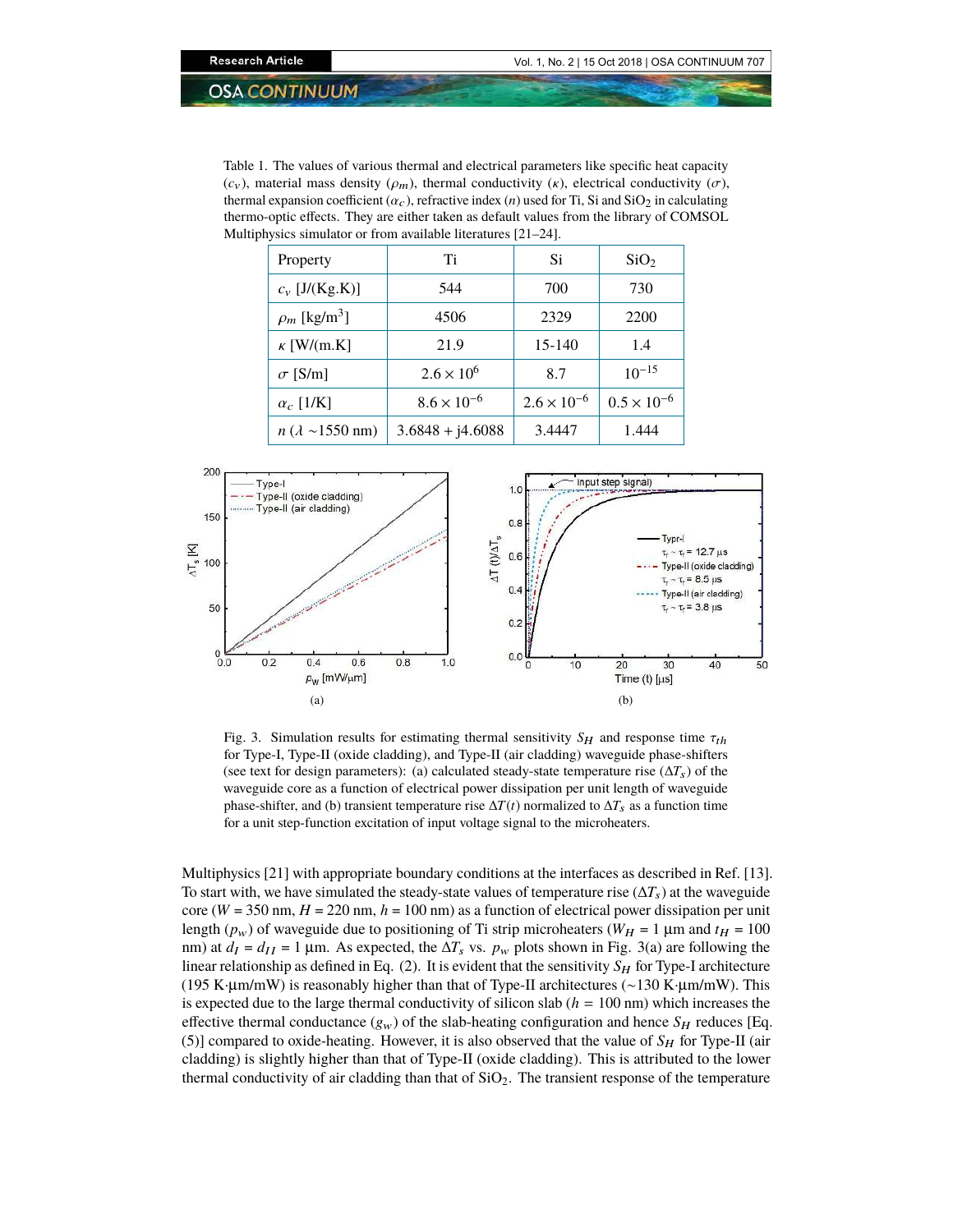Table 1. The values of various thermal and electrical parameters like specific heat capacity ($c_v$), material mass density ($\rho_m$), thermal conductivity ($\kappa$), electrical conductivity ($\sigma$), thermal expansion coefficient ($\alpha_c$), refractive index ($n$) used for Ti, Si and $SiO_2$ in calculating thermo-optic effects. They are either taken as default values from the library of COMSOL Multiphysics simulator or from available literatures [21–24].

| Property | Ti | Si | $SiO_2$ |
|---|---|---|---|
| $c_v$ [J/(Kg.K)] | 544 | 700 | 730 |
| $\rho_m$ [kg/m$^3$] | 4506 | 2329 | 2200 |
| $\kappa$ [W/(m.K] | 21.9 | 15-140 | 1.4 |
| $\sigma$ [S/m] | $2.6 \times 10^6$ | 8.7 | $10^{-15}$ |
| $\alpha_c$ [1/K] | $8.6 \times 10^{-6}$ | $2.6 \times 10^{-6}$ | $0.5 \times 10^{-6}$ |
| $n$ ($\lambda$ ~1550 nm) | 3.6848 + j4.6088 | 3.4447 | 1.444 |

Fig. 3. Simulation results for estimating thermal sensitivity $S_H$ and response time $\tau_{th}$ for Type-I, Type-II (oxide cladding), and Type-II (air cladding) waveguide phase-shifters (see text for design parameters): (a) calculated steady-state temperature rise ($\Delta T_s$) of the waveguide core as a function of electrical power dissipation per unit length of waveguide phase-shifter, and (b) transient temperature rise $\Delta T(t)$ normalized to $\Delta T_s$ as a function time for a unit step-function excitation of input voltage signal to the microheaters.

Multiphysics [21] with appropriate boundary conditions at the interfaces as described in Ref. [13]. To start with, we have simulated the steady-state values of temperature rise ($\Delta T_s$) at the waveguide core ($W$ = 350 nm, $H$ = 220 nm, $h$ = 100 nm) as a function of electrical power dissipation per unit length ($p_w$) of waveguide due to positioning of Ti strip microheaters ($W_H$ = 1 µm and $t_H$ = 100 nm) at $d_I = d_{II}$ = 1 µm. As expected, the $\Delta T_s$ vs. $p_w$ plots shown in Fig. 3(a) are following the linear relationship as defined in Eq. (2). It is evident that the sensitivity $S_H$ for Type-I architecture (195 K·µm/mW) is reasonably higher than that of Type-II architectures (~130 K·µm/mW). This is expected due to the large thermal conductivity of silicon slab ($h$ = 100 nm) which increases the effective thermal conductance ($g_w$) of the slab-heating configuration and hence $S_H$ reduces [Eq. (5)] compared to oxide-heating. However, it is also observed that the value of $S_H$ for Type-II (air cladding) is slightly higher than that of Type-II (oxide cladding). This is attributed to the lower thermal conductivity of air cladding than that of $SiO_2$. The transient response of the temperature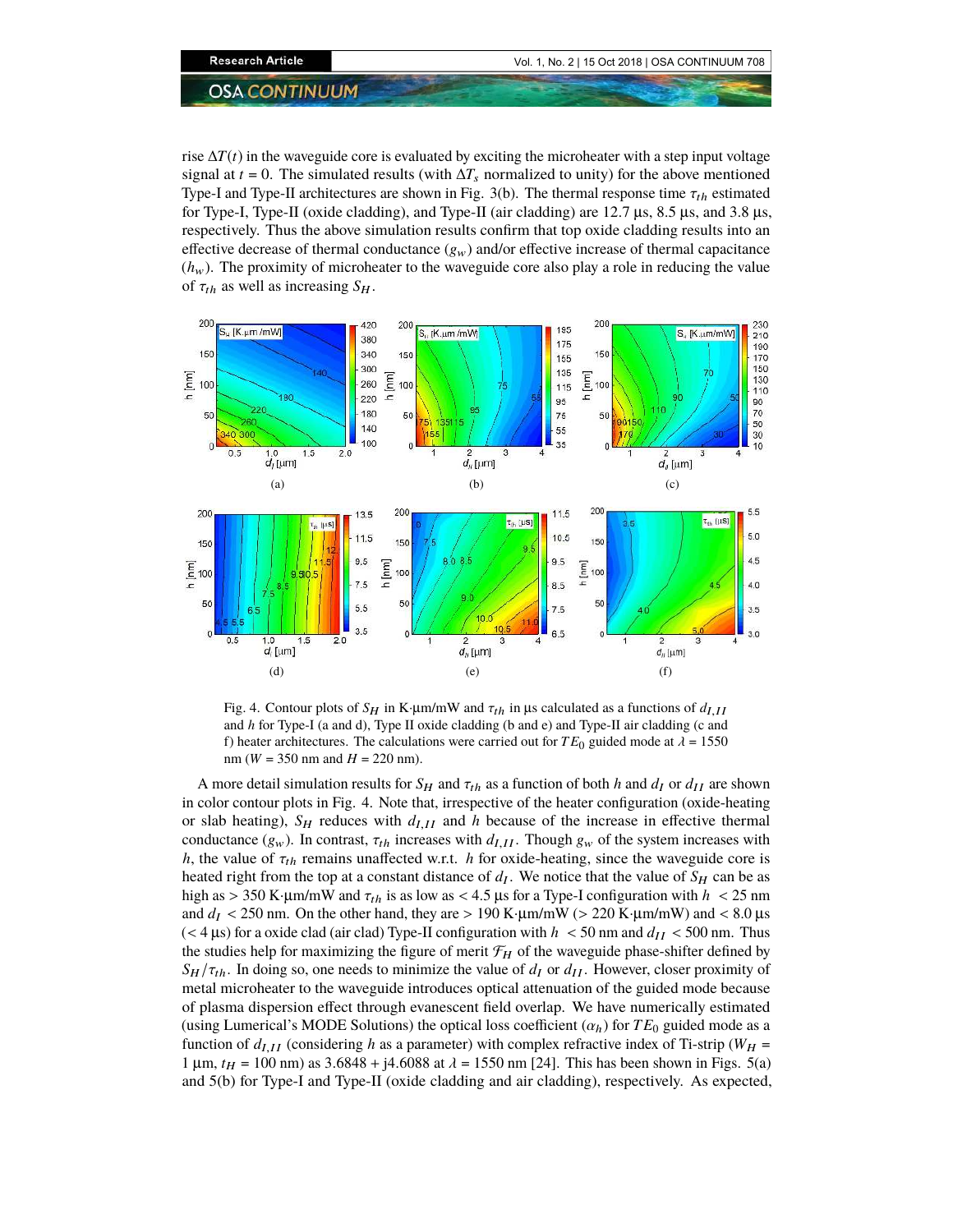rise $\Delta T(t)$ in the waveguide core is evaluated by exciting the microheater with a step input voltage signal at $t = 0$. The simulated results (with $\Delta T_s$ normalized to unity) for the above mentioned Type-I and Type-II architectures are shown in Fig. 3(b). The thermal response time $\tau_{th}$ estimated for Type-I, Type-II (oxide cladding), and Type-II (air cladding) are 12.7 µs, 8.5 µs, and 3.8 µs, respectively. Thus the above simulation results confirm that top oxide cladding results into an effective decrease of thermal conductance ($g_w$) and/or effective increase of thermal capacitance ($h_w$). The proximity of microheater to the waveguide core also play a role in reducing the value of $\tau_{th}$ as well as increasing $S_H$.

Fig. 4. Contour plots of $S_H$ in K·µm/mW and $\tau_{th}$ in µs calculated as a functions of $d_{I,II}$ and $h$ for Type-I (a and d), Type II oxide cladding (b and e) and Type-II air cladding (c and f) heater architectures. The calculations were carried out for $TE_0$ guided mode at $\lambda$ = 1550 nm ($W$ = 350 nm and $H$ = 220 nm).

A more detail simulation results for $S_H$ and $\tau_{th}$ as a function of both $h$ and $d_I$ or $d_{II}$ are shown in color contour plots in Fig. 4. Note that, irrespective of the heater configuration (oxide-heating or slab heating), $S_H$ reduces with $d_{I,II}$ and $h$ because of the increase in effective thermal conductance ($g_w$). In contrast, $\tau_{th}$ increases with $d_{I,II}$. Though $g_w$ of the system increases with $h$, the value of $\tau_{th}$ remains unaffected w.r.t. $h$ for oxide-heating, since the waveguide core is heated right from the top at a constant distance of $d_I$. We notice that the value of $S_H$ can be as high as > 350 K·µm/mW and $\tau_{th}$ is as low as < 4.5 µs for a Type-I configuration with $h$ < 25 nm and $d_I$ < 250 nm. On the other hand, they are > 190 K·µm/mW (> 220 K·µm/mW) and < 8.0 µs (< 4 µs) for a oxide clad (air clad) Type-II configuration with $h$ < 50 nm and $d_{II}$ < 500 nm. Thus the studies help for maximizing the figure of merit $\mathcal{F}_H$ of the waveguide phase-shifter defined by $S_H/\tau_{th}$. In doing so, one needs to minimize the value of $d_I$ or $d_{II}$. However, closer proximity of metal microheater to the waveguide introduces optical attenuation of the guided mode because of plasma dispersion effect through evanescent field overlap. We have numerically estimated (using Lumerical's MODE Solutions) the optical loss coefficient ($\alpha_h$) for $TE_0$ guided mode as a function of $d_{I,II}$ (considering $h$ as a parameter) with complex refractive index of Ti-strip ($W_H$ = 1 µm, $t_H$ = 100 nm) as 3.6848 + j4.6088 at $\lambda$ = 1550 nm [24]. This has been shown in Figs. 5(a) and 5(b) for Type-I and Type-II (oxide cladding and air cladding), respectively. As expected,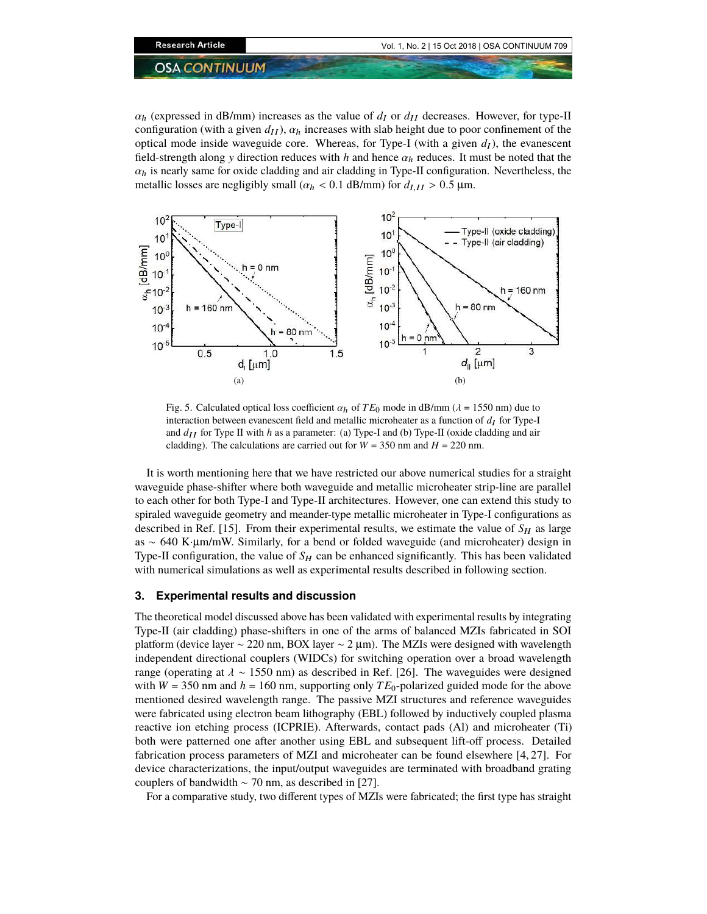$\alpha_h$ (expressed in dB/mm) increases as the value of $d_I$ or $d_{II}$ decreases. However, for type-II configuration (with a given $d_{II}$), $\alpha_h$ increases with slab height due to poor confinement of the optical mode inside waveguide core. Whereas, for Type-I (with a given $d_I$), the evanescent field-strength along $y$ direction reduces with $h$ and hence $\alpha_h$ reduces. It must be noted that the $\alpha_h$ is nearly same for oxide cladding and air cladding in Type-II configuration. Nevertheless, the metallic losses are negligibly small ($\alpha_h$ < 0.1 dB/mm) for $d_{I,II}$ > 0.5 µm.

Fig. 5. Calculated optical loss coefficient $\alpha_h$ of $TE_0$ mode in dB/mm ($\lambda$ = 1550 nm) due to interaction between evanescent field and metallic microheater as a function of $d_I$ for Type-I and $d_{II}$ for Type II with $h$ as a parameter: (a) Type-I and (b) Type-II (oxide cladding and air cladding). The calculations are carried out for $W$ = 350 nm and $H$ = 220 nm.

It is worth mentioning here that we have restricted our above numerical studies for a straight waveguide phase-shifter where both waveguide and metallic microheater strip-line are parallel to each other for both Type-I and Type-II architectures. However, one can extend this study to spiraled waveguide geometry and meander-type metallic microheater in Type-I configurations as described in Ref. [15]. From their experimental results, we estimate the value of $S_H$ as large as ~ 640 K·µm/mW. Similarly, for a bend or folded waveguide (and microheater) design in Type-II configuration, the value of $S_H$ can be enhanced significantly. This has been validated with numerical simulations as well as experimental results described in following section.

## 3. Experimental results and discussion

The theoretical model discussed above has been validated with experimental results by integrating Type-II (air cladding) phase-shifters in one of the arms of balanced MZIs fabricated in SOI platform (device layer ~ 220 nm, BOX layer ~ 2 µm). The MZIs were designed with wavelength independent directional couplers (WIDCs) for switching operation over a broad wavelength range (operating at $\lambda$ ~ 1550 nm) as described in Ref. [26]. The waveguides were designed with $W$ = 350 nm and $h$ = 160 nm, supporting only $TE_0$-polarized guided mode for the above mentioned desired wavelength range. The passive MZI structures and reference waveguides were fabricated using electron beam lithography (EBL) followed by inductively coupled plasma reactive ion etching process (ICPRIE). Afterwards, contact pads (Al) and microheater (Ti) both were patterned one after another using EBL and subsequent lift-off process. Detailed fabrication process parameters of MZI and microheater can be found elsewhere [4, 27]. For device characterizations, the input/output waveguides are terminated with broadband grating couplers of bandwidth ~ 70 nm, as described in [27].

For a comparative study, two different types of MZIs were fabricated; the first type has straight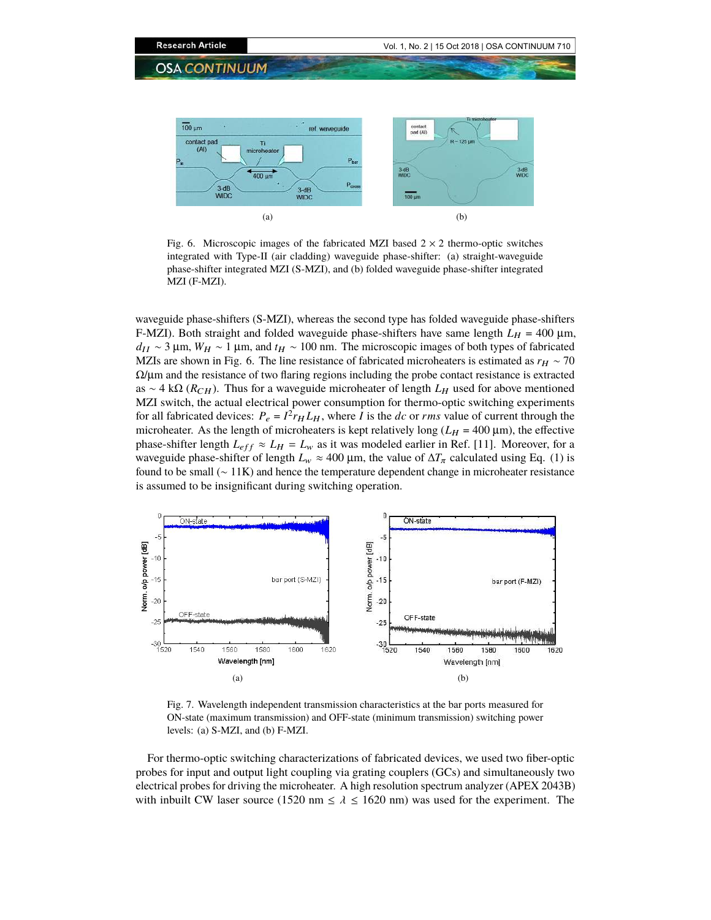Fig. 6. Microscopic images of the fabricated MZI based 2 × 2 thermo-optic switches integrated with Type-II (air cladding) waveguide phase-shifter: (a) straight-waveguide phase-shifter integrated MZI (S-MZI), and (b) folded waveguide phase-shifter integrated MZI (F-MZI).

waveguide phase-shifters (S-MZI), whereas the second type has folded waveguide phase-shifters F-MZI). Both straight and folded waveguide phase-shifters have same length $L_H$ = 400 µm, $d_{II}$ ∼ 3 µm, $W_H$ ∼ 1 µm, and $t_H$ ∼ 100 nm. The microscopic images of both types of fabricated MZIs are shown in Fig. 6. The line resistance of fabricated microheaters is estimated as $r_H$ ∼ 70 Ω/µm and the resistance of two flaring regions including the probe contact resistance is extracted as ∼ 4 kΩ ($R_{CH}$). Thus for a waveguide microheater of length $L_H$ used for above mentioned MZI switch, the actual electrical power consumption for thermo-optic switching experiments for all fabricated devices: $P_e = I^2 r_H L_H$, where $I$ is the *dc* or *rms* value of current through the microheater. As the length of microheaters is kept relatively long ($L_H$ = 400 µm), the effective phase-shifter length $L_{eff} \approx L_H = L_w$ as it was modeled earlier in Ref. [11]. Moreover, for a waveguide phase-shifter of length $L_w \approx 400$ µm, the value of $\Delta T_\pi$ calculated using Eq. (1) is found to be small (∼ 11K) and hence the temperature dependent change in microheater resistance is assumed to be insignificant during switching operation.

Fig. 7. Wavelength independent transmission characteristics at the bar ports measured for ON-state (maximum transmission) and OFF-state (minimum transmission) switching power levels: (a) S-MZI, and (b) F-MZI.

For thermo-optic switching characterizations of fabricated devices, we used two fiber-optic probes for input and output light coupling via grating couplers (GCs) and simultaneously two electrical probes for driving the microheater. A high resolution spectrum analyzer (APEX 2043B) with inbuilt CW laser source (1520 nm ≤ $\lambda$ ≤ 1620 nm) was used for the experiment. The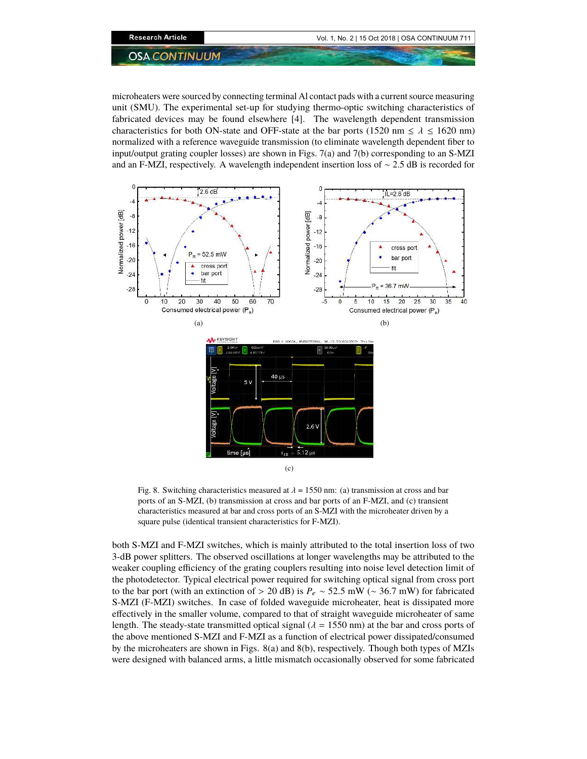microheaters were sourced by connecting terminal Al contact pads with a current source measuring unit (SMU). The experimental set-up for studying thermo-optic switching characteristics of fabricated devices may be found elsewhere [4]. The wavelength dependent transmission characteristics for both ON-state and OFF-state at the bar ports (1520 nm $\leq \lambda \leq$ 1620 nm) normalized with a reference waveguide transmission (to eliminate wavelength dependent fiber to input/output grating coupler losses) are shown in Figs. 7(a) and 7(b) corresponding to an S-MZI and an F-MZI, respectively. A wavelength independent insertion loss of ~ 2.5 dB is recorded for

Fig. 8. Switching characteristics measured at $\lambda$ = 1550 nm: (a) transmission at cross and bar ports of an S-MZI, (b) transmission at cross and bar ports of an F-MZI, and (c) transient characteristics measured at bar and cross ports of an S-MZI with the microheater driven by a square pulse (identical transient characteristics for F-MZI).

both S-MZI and F-MZI switches, which is mainly attributed to the total insertion loss of two 3-dB power splitters. The observed oscillations at longer wavelengths may be attributed to the weaker coupling efficiency of the grating couplers resulting into noise level detection limit of the photodetector. Typical electrical power required for switching optical signal from cross port to the bar port (with an extinction of > 20 dB) is $P_e$ ~ 52.5 mW (~ 36.7 mW) for fabricated S-MZI (F-MZI) switches. In case of folded waveguide microheater, heat is dissipated more effectively in the smaller volume, compared to that of straight waveguide microheater of same length. The steady-state transmitted optical signal ($\lambda$ = 1550 nm) at the bar and cross ports of the above mentioned S-MZI and F-MZI as a function of electrical power dissipated/consumed by the microheaters are shown in Figs. 8(a) and 8(b), respectively. Though both types of MZIs were designed with balanced arms, a little mismatch occasionally observed for some fabricated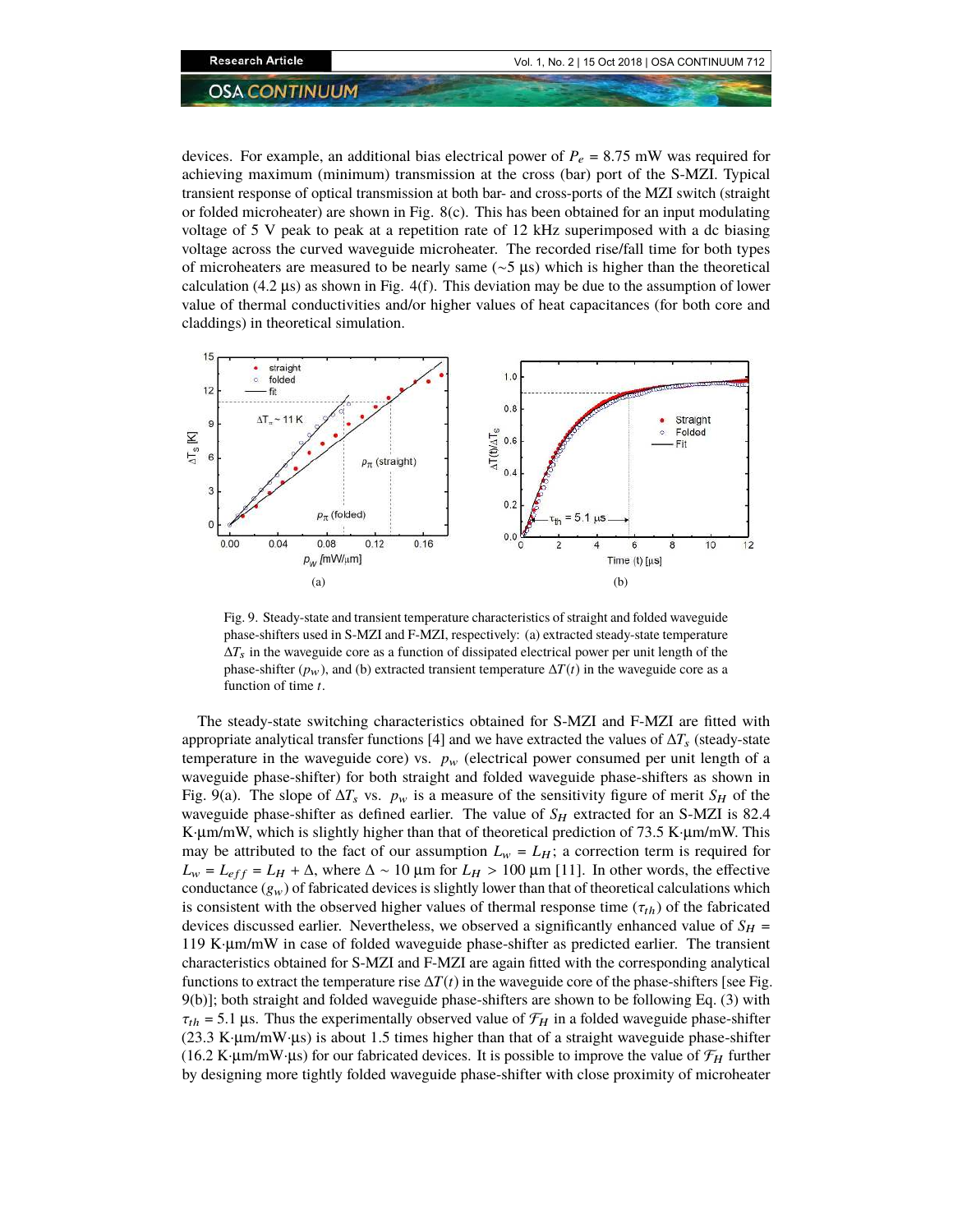devices. For example, an additional bias electrical power of $P_e$ = 8.75 mW was required for achieving maximum (minimum) transmission at the cross (bar) port of the S-MZI. Typical transient response of optical transmission at both bar- and cross-ports of the MZI switch (straight or folded microheater) are shown in Fig. 8(c). This has been obtained for an input modulating voltage of 5 V peak to peak at a repetition rate of 12 kHz superimposed with a dc biasing voltage across the curved waveguide microheater. The recorded rise/fall time for both types of microheaters are measured to be nearly same (~5 µs) which is higher than the theoretical calculation (4.2 µs) as shown in Fig. 4(f). This deviation may be due to the assumption of lower value of thermal conductivities and/or higher values of heat capacitances (for both core and claddings) in theoretical simulation.

Fig. 9. Steady-state and transient temperature characteristics of straight and folded waveguide phase-shifters used in S-MZI and F-MZI, respectively: (a) extracted steady-state temperature $\Delta T_s$ in the waveguide core as a function of dissipated electrical power per unit length of the phase-shifter ($p_w$), and (b) extracted transient temperature $\Delta T(t)$ in the waveguide core as a function of time $t$.

The steady-state switching characteristics obtained for S-MZI and F-MZI are fitted with appropriate analytical transfer functions [4] and we have extracted the values of $\Delta T_s$ (steady-state temperature in the waveguide core) vs. $p_w$ (electrical power consumed per unit length of a waveguide phase-shifter) for both straight and folded waveguide phase-shifters as shown in Fig. 9(a). The slope of $\Delta T_s$ vs. $p_w$ is a measure of the sensitivity figure of merit $S_H$ of the waveguide phase-shifter as defined earlier. The value of $S_H$ extracted for an S-MZI is 82.4 K·µm/mW, which is slightly higher than that of theoretical prediction of 73.5 K·µm/mW. This may be attributed to the fact of our assumption $L_w = L_H$; a correction term is required for $L_w = L_{eff} = L_H + \Delta$, where $\Delta \sim 10$ µm for $L_H > 100$ µm [11]. In other words, the effective conductance ($g_w$) of fabricated devices is slightly lower than that of theoretical calculations which is consistent with the observed higher values of thermal response time ($\tau_{th}$) of the fabricated devices discussed earlier. Nevertheless, we observed a significantly enhanced value of $S_H$ = 119 K·µm/mW in case of folded waveguide phase-shifter as predicted earlier. The transient characteristics obtained for S-MZI and F-MZI are again fitted with the corresponding analytical functions to extract the temperature rise $\Delta T(t)$ in the waveguide core of the phase-shifters [see Fig. 9(b)]; both straight and folded waveguide phase-shifters are shown to be following Eq. (3) with $\tau_{th}$ = 5.1 µs. Thus the experimentally observed value of $\mathcal{F}_H$ in a folded waveguide phase-shifter (23.3 K·µm/mW·µs) is about 1.5 times higher than that of a straight waveguide phase-shifter (16.2 K·µm/mW·µs) for our fabricated devices. It is possible to improve the value of $\mathcal{F}_H$ further by designing more tightly folded waveguide phase-shifter with close proximity of microheater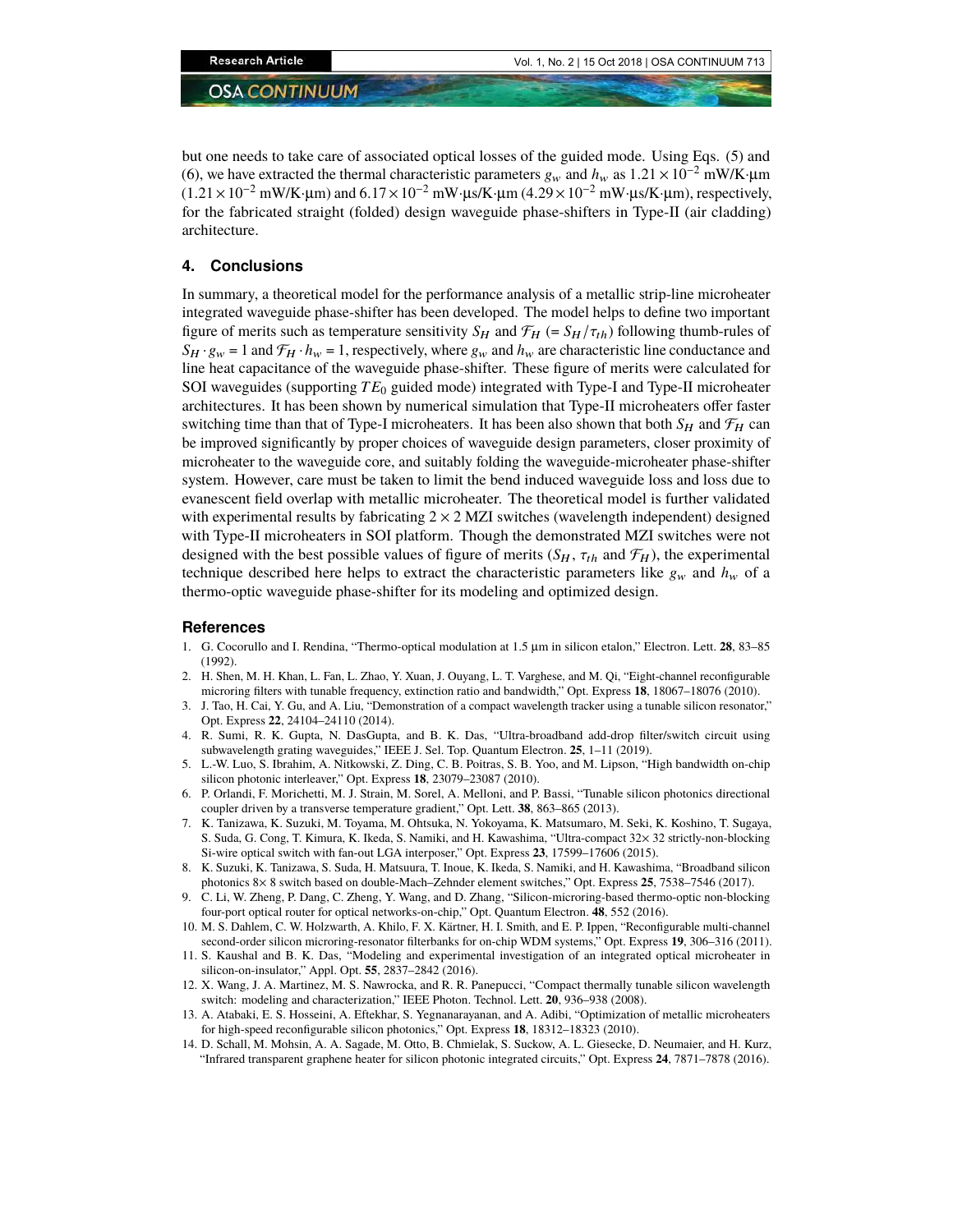but one needs to take care of associated optical losses of the guided mode. Using Eqs. (5) and (6), we have extracted the thermal characteristic parameters $g_w$ and $h_w$ as $1.21 \times 10^{-2}$ mW/K·µm ($1.21 \times 10^{-2}$ mW/K·µm) and $6.17 \times 10^{-2}$ mW·µs/K·µm ($4.29 \times 10^{-2}$ mW·µs/K·µm), respectively, for the fabricated straight (folded) design waveguide phase-shifters in Type-II (air cladding) architecture.

## 4. Conclusions

In summary, a theoretical model for the performance analysis of a metallic strip-line microheater integrated waveguide phase-shifter has been developed. The model helps to define two important figure of merits such as temperature sensitivity $S_H$ and $\mathcal{F}_H$ ($= S_H/\tau_{th}$) following thumb-rules of $S_H \cdot g_w = 1$ and $\mathcal{F}_H \cdot h_w = 1$, respectively, where $g_w$ and $h_w$ are characteristic line conductance and line heat capacitance of the waveguide phase-shifter. These figure of merits were calculated for SOI waveguides (supporting $TE_0$ guided mode) integrated with Type-I and Type-II microheater architectures. It has been shown by numerical simulation that Type-II microheaters offer faster switching time than that of Type-I microheaters. It has been also shown that both $S_H$ and $\mathcal{F}_H$ can be improved significantly by proper choices of waveguide design parameters, closer proximity of microheater to the waveguide core, and suitably folding the waveguide-microheater phase-shifter system. However, care must be taken to limit the bend induced waveguide loss and loss due to evanescent field overlap with metallic microheater. The theoretical model is further validated with experimental results by fabricating $2 \times 2$ MZI switches (wavelength independent) designed with Type-II microheaters in SOI platform. Though the demonstrated MZI switches were not designed with the best possible values of figure of merits ($S_H$, $\tau_{th}$ and $\mathcal{F}_H$), the experimental technique described here helps to extract the characteristic parameters like $g_w$ and $h_w$ of a thermo-optic waveguide phase-shifter for its modeling and optimized design.

## References

1. G. Cocorullo and I. Rendina, "Thermo-optical modulation at 1.5 µm in silicon etalon," Electron. Lett. **28**, 83–85 (1992).
2. H. Shen, M. H. Khan, L. Fan, L. Zhao, Y. Xuan, J. Ouyang, L. T. Varghese, and M. Qi, "Eight-channel reconfigurable microring filters with tunable frequency, extinction ratio and bandwidth," Opt. Express **18**, 18067–18076 (2010).
3. J. Tao, H. Cai, Y. Gu, and A. Liu, "Demonstration of a compact wavelength tracker using a tunable silicon resonator," Opt. Express **22**, 24104–24110 (2014).
4. R. Sumi, R. K. Gupta, N. DasGupta, and B. K. Das, "Ultra-broadband add-drop filter/switch circuit using subwavelength grating waveguides," IEEE J. Sel. Top. Quantum Electron. **25**, 1–11 (2019).
5. L.-W. Luo, S. Ibrahim, A. Nitkowski, Z. Ding, C. B. Poitras, S. B. Yoo, and M. Lipson, "High bandwidth on-chip silicon photonic interleaver," Opt. Express **18**, 23079–23087 (2010).
6. P. Orlandi, F. Morichetti, M. J. Strain, M. Sorel, A. Melloni, and P. Bassi, "Tunable silicon photonics directional coupler driven by a transverse temperature gradient," Opt. Lett. **38**, 863–865 (2013).
7. K. Tanizawa, K. Suzuki, M. Toyama, M. Ohtsuka, N. Yokoyama, K. Matsumaro, M. Seki, K. Koshino, T. Sugaya, S. Suda, G. Cong, T. Kimura, K. Ikeda, S. Namiki, and H. Kawashima, "Ultra-compact 32× 32 strictly-non-blocking Si-wire optical switch with fan-out LGA interposer," Opt. Express **23**, 17599–17606 (2015).
8. K. Suzuki, K. Tanizawa, S. Suda, H. Matsuura, T. Inoue, K. Ikeda, S. Namiki, and H. Kawashima, "Broadband silicon photonics 8× 8 switch based on double-Mach–Zehnder element switches," Opt. Express **25**, 7538–7546 (2017).
9. C. Li, W. Zheng, P. Dang, C. Zheng, Y. Wang, and D. Zhang, "Silicon-microring-based thermo-optic non-blocking four-port optical router for optical networks-on-chip," Opt. Quantum Electron. **48**, 552 (2016).
10. M. S. Dahlem, C. W. Holzwarth, A. Khilo, F. X. Kärtner, H. I. Smith, and E. P. Ippen, "Reconfigurable multi-channel second-order silicon microring-resonator filterbanks for on-chip WDM systems," Opt. Express **19**, 306–316 (2011).
11. S. Kaushal and B. K. Das, "Modeling and experimental investigation of an integrated optical microheater in silicon-on-insulator," Appl. Opt. **55**, 2837–2842 (2016).
12. X. Wang, J. A. Martinez, M. S. Nawrocka, and R. R. Panepucci, "Compact thermally tunable silicon wavelength switch: modeling and characterization," IEEE Photon. Technol. Lett. **20**, 936–938 (2008).
13. A. Atabaki, E. S. Hosseini, A. Eftekhar, S. Yegnanarayanan, and A. Adibi, "Optimization of metallic microheaters for high-speed reconfigurable silicon photonics," Opt. Express **18**, 18312–18323 (2010).
14. D. Schall, M. Mohsin, A. A. Sagade, M. Otto, B. Chmielak, S. Suckow, A. L. Giesecke, D. Neumaier, and H. Kurz, "Infrared transparent graphene heater for silicon photonic integrated circuits," Opt. Express **24**, 7871–7878 (2016).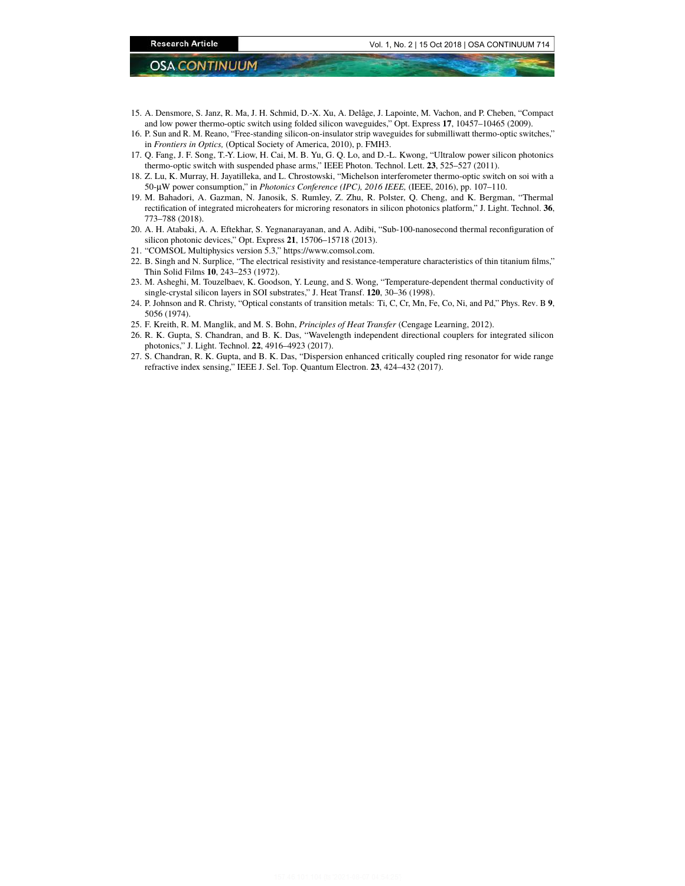15. A. Densmore, S. Janz, R. Ma, J. H. Schmid, D.-X. Xu, A. Delâge, J. Lapointe, M. Vachon, and P. Cheben, "Compact and low power thermo-optic switch using folded silicon waveguides," Opt. Express **17**, 10457–10465 (2009).
16. P. Sun and R. M. Reano, "Free-standing silicon-on-insulator strip waveguides for submilliwatt thermo-optic switches," in *Frontiers in Optics,* (Optical Society of America, 2010), p. FMH3.
17. Q. Fang, J. F. Song, T.-Y. Liow, H. Cai, M. B. Yu, G. Q. Lo, and D.-L. Kwong, "Ultralow power silicon photonics thermo-optic switch with suspended phase arms," IEEE Photon. Technol. Lett. **23**, 525–527 (2011).
18. Z. Lu, K. Murray, H. Jayatilleka, and L. Chrostowski, "Michelson interferometer thermo-optic switch on soi with a 50-μW power consumption," in *Photonics Conference (IPC), 2016 IEEE,* (IEEE, 2016), pp. 107–110.
19. M. Bahadori, A. Gazman, N. Janosik, S. Rumley, Z. Zhu, R. Polster, Q. Cheng, and K. Bergman, "Thermal rectification of integrated microheaters for microring resonators in silicon photonics platform," J. Light. Technol. **36**, 773–788 (2018).
20. A. H. Atabaki, A. A. Eftekhar, S. Yegnanarayanan, and A. Adibi, "Sub-100-nanosecond thermal reconfiguration of silicon photonic devices," Opt. Express **21**, 15706–15718 (2013).
21. "COMSOL Multiphysics version 5.3," https://www.comsol.com.
22. B. Singh and N. Surplice, "The electrical resistivity and resistance-temperature characteristics of thin titanium films," Thin Solid Films **10**, 243–253 (1972).
23. M. Asheghi, M. Touzelbaev, K. Goodson, Y. Leung, and S. Wong, "Temperature-dependent thermal conductivity of single-crystal silicon layers in SOI substrates," J. Heat Transf. **120**, 30–36 (1998).
24. P. Johnson and R. Christy, "Optical constants of transition metals: Ti, C, Cr, Mn, Fe, Co, Ni, and Pd," Phys. Rev. B **9**, 5056 (1974).
25. F. Kreith, R. M. Manglik, and M. S. Bohn, *Principles of Heat Transfer* (Cengage Learning, 2012).
26. R. K. Gupta, S. Chandran, and B. K. Das, "Wavelength independent directional couplers for integrated silicon photonics," J. Light. Technol. **22**, 4916–4923 (2017).
27. S. Chandran, R. K. Gupta, and B. K. Das, "Dispersion enhanced critically coupled ring resonator for wide range refractive index sensing," IEEE J. Sel. Top. Quantum Electron. **23**, 424–432 (2017).